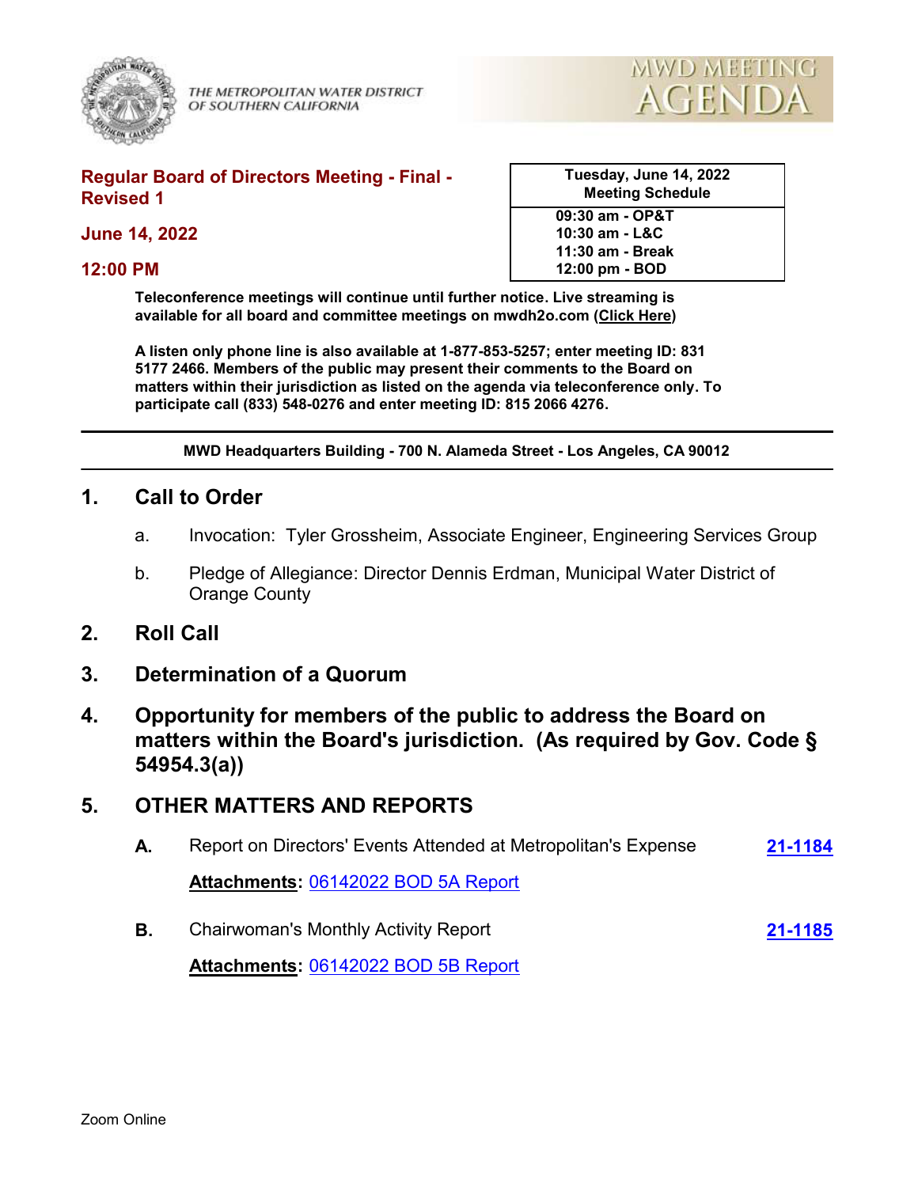THE METROPOLITAN WATER DISTRICT OF SOUTHERN CALIFORNIA

MWD MEETING AGENDA

**Regular Board of Directors Meeting - Final - Revised 1**

**June 14, 2022**

**12:00 PM**

| Tuesday, June 14, 2022 Meeting Schedule |
| --- |
| 09:30 am - OP&T<br>10:30 am - L&C<br>11:30 am - Break<br>12:00 pm - BOD |

**Teleconference meetings will continue until further notice. Live streaming is available for all board and committee meetings on mwdh2o.com (Click Here)**

**A listen only phone line is also available at 1-877-853-5257; enter meeting ID: 831 5177 2466. Members of the public may present their comments to the Board on matters within their jurisdiction as listed on the agenda via teleconference only. To participate call (833) 548-0276 and enter meeting ID: 815 2066 4276.**

**MWD Headquarters Building - 700 N. Alameda Street - Los Angeles, CA 90012**

## 1. Call to Order

a. Invocation: Tyler Grossheim, Associate Engineer, Engineering Services Group

b. Pledge of Allegiance: Director Dennis Erdman, Municipal Water District of Orange County

## 2. Roll Call

## 3. Determination of a Quorum

## 4. Opportunity for members of the public to address the Board on matters within the Board's jurisdiction. (As required by Gov. Code § 54954.3(a))

## 5. OTHER MATTERS AND REPORTS

**A.** Report on Directors' Events Attended at Metropolitan's Expense **21-1184**

**Attachments:** 06142022 BOD 5A Report

**B.** Chairwoman's Monthly Activity Report **21-1185**

**Attachments:** 06142022 BOD 5B Report

Zoom Online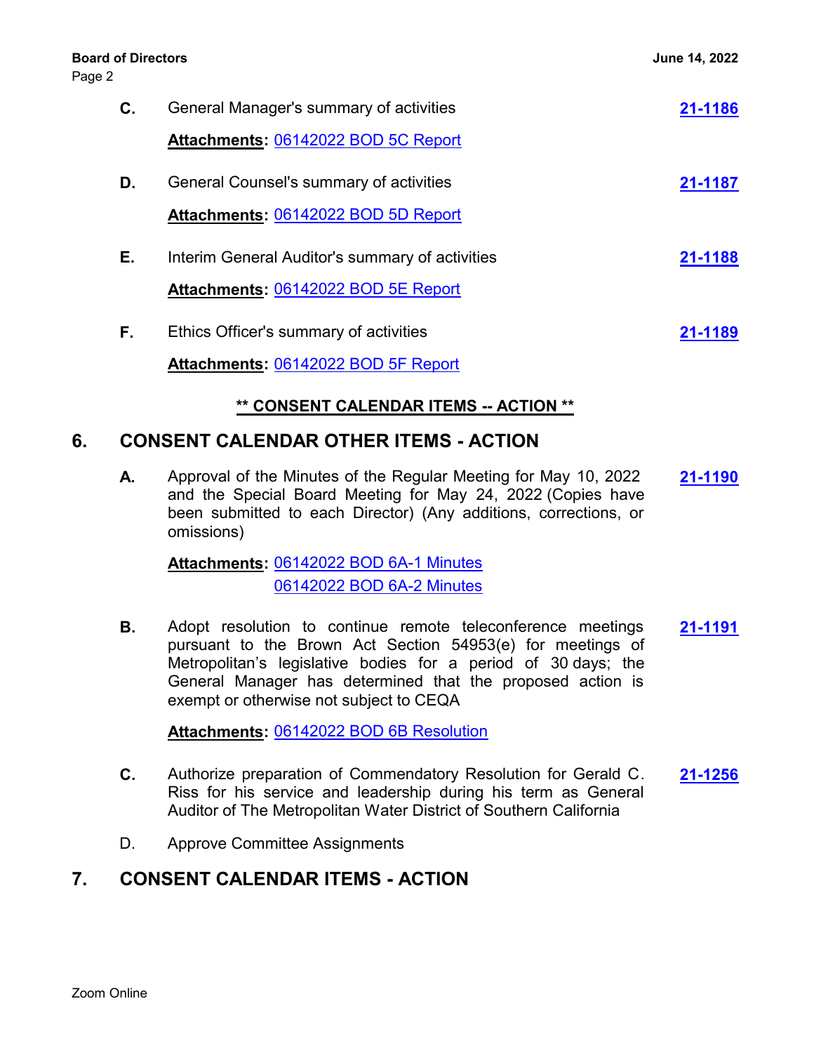**C.** General Manager's summary of activities **21-1186**

**Attachments:** 06142022 BOD 5C Report

**D.** General Counsel's summary of activities **21-1187**

**Attachments:** 06142022 BOD 5D Report

**E.** Interim General Auditor's summary of activities **21-1188**

**Attachments:** 06142022 BOD 5E Report

**F.** Ethics Officer's summary of activities **21-1189**

**Attachments:** 06142022 BOD 5F Report

**\*\* CONSENT CALENDAR ITEMS -- ACTION \*\***

## 6. CONSENT CALENDAR OTHER ITEMS - ACTION

**A.** Approval of the Minutes of the Regular Meeting for May 10, 2022 and the Special Board Meeting for May 24, 2022 (Copies have been submitted to each Director) (Any additions, corrections, or omissions) **21-1190**

**Attachments:** 06142022 BOD 6A-1 Minutes
06142022 BOD 6A-2 Minutes

**B.** Adopt resolution to continue remote teleconference meetings pursuant to the Brown Act Section 54953(e) for meetings of Metropolitan's legislative bodies for a period of 30 days; the General Manager has determined that the proposed action is exempt or otherwise not subject to CEQA **21-1191**

**Attachments:** 06142022 BOD 6B Resolution

**C.** Authorize preparation of Commendatory Resolution for Gerald C. Riss for his service and leadership during his term as General Auditor of The Metropolitan Water District of Southern California **21-1256**

D. Approve Committee Assignments

## 7. CONSENT CALENDAR ITEMS - ACTION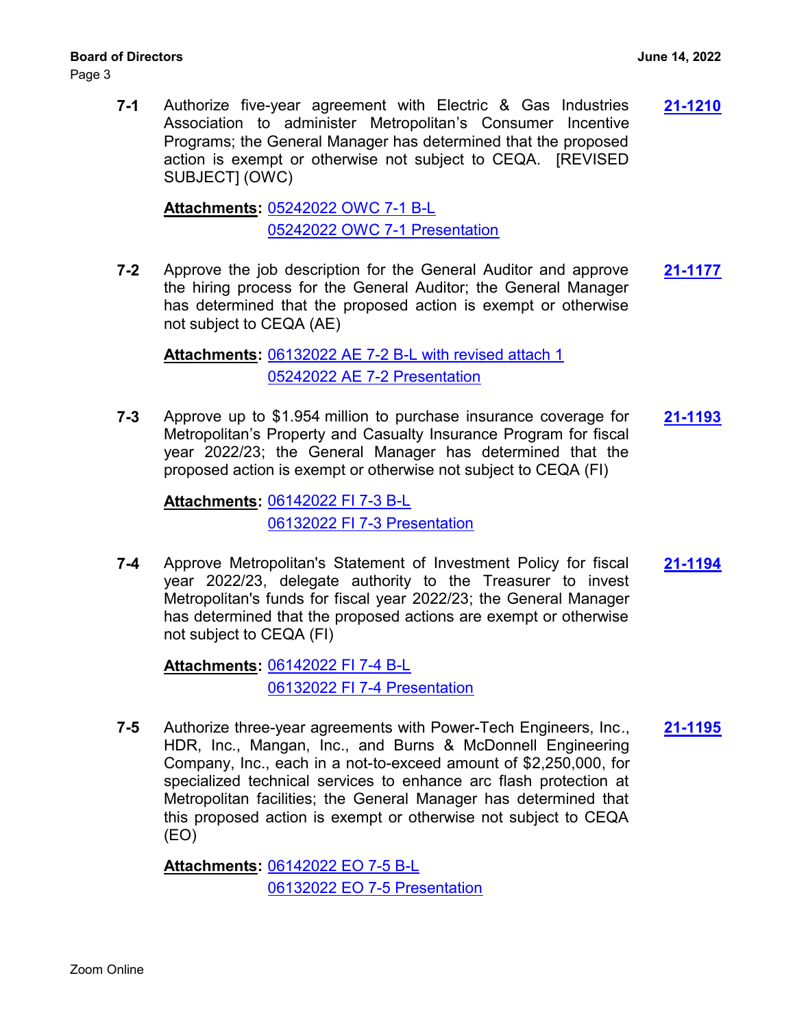**7-1** Authorize five-year agreement with Electric & Gas Industries Association to administer Metropolitan's Consumer Incentive Programs; the General Manager has determined that the proposed action is exempt or otherwise not subject to CEQA. [REVISED SUBJECT] (OWC) **21-1210**

**Attachments:** 05242022 OWC 7-1 B-L
05242022 OWC 7-1 Presentation

**7-2** Approve the job description for the General Auditor and approve the hiring process for the General Auditor; the General Manager has determined that the proposed action is exempt or otherwise not subject to CEQA (AE) **21-1177**

**Attachments:** 06132022 AE 7-2 B-L with revised attach 1
05242022 AE 7-2 Presentation

**7-3** Approve up to $1.954 million to purchase insurance coverage for Metropolitan's Property and Casualty Insurance Program for fiscal year 2022/23; the General Manager has determined that the proposed action is exempt or otherwise not subject to CEQA (FI) **21-1193**

**Attachments:** 06142022 FI 7-3 B-L
06132022 FI 7-3 Presentation

**7-4** Approve Metropolitan's Statement of Investment Policy for fiscal year 2022/23, delegate authority to the Treasurer to invest Metropolitan's funds for fiscal year 2022/23; the General Manager has determined that the proposed actions are exempt or otherwise not subject to CEQA (FI) **21-1194**

**Attachments:** 06142022 FI 7-4 B-L
06132022 FI 7-4 Presentation

**7-5** Authorize three-year agreements with Power-Tech Engineers, Inc., HDR, Inc., Mangan, Inc., and Burns & McDonnell Engineering Company, Inc., each in a not-to-exceed amount of $2,250,000, for specialized technical services to enhance arc flash protection at Metropolitan facilities; the General Manager has determined that this proposed action is exempt or otherwise not subject to CEQA (EO) **21-1195**

**Attachments:** 06142022 EO 7-5 B-L
06132022 EO 7-5 Presentation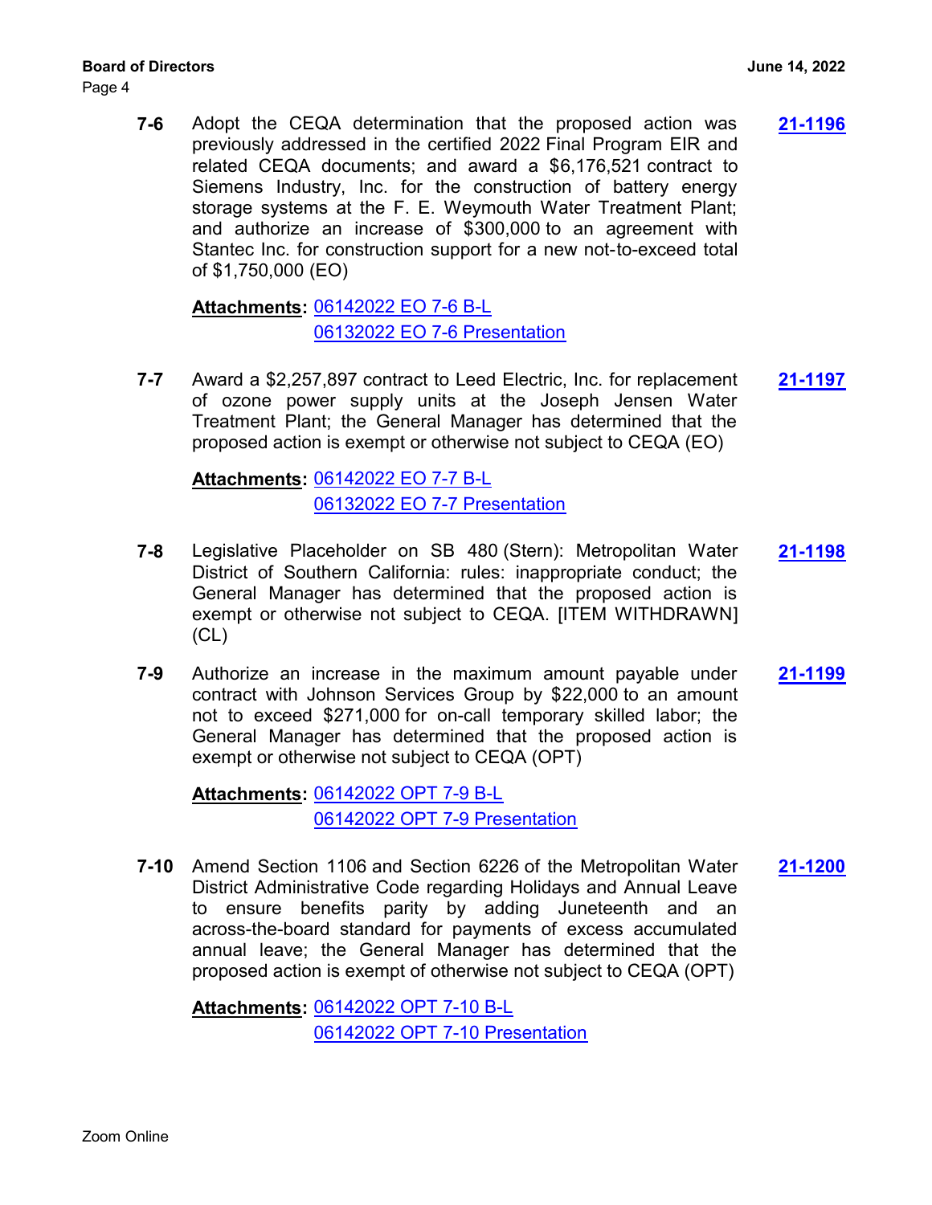**7-6** Adopt the CEQA determination that the proposed action was previously addressed in the certified 2022 Final Program EIR and related CEQA documents; and award a $6,176,521 contract to Siemens Industry, Inc. for the construction of battery energy storage systems at the F. E. Weymouth Water Treatment Plant; and authorize an increase of $300,000 to an agreement with Stantec Inc. for construction support for a new not-to-exceed total of $1,750,000 (EO) **21-1196**

**Attachments:** 06142022 EO 7-6 B-L
06132022 EO 7-6 Presentation

**7-7** Award a $2,257,897 contract to Leed Electric, Inc. for replacement of ozone power supply units at the Joseph Jensen Water Treatment Plant; the General Manager has determined that the proposed action is exempt or otherwise not subject to CEQA (EO) **21-1197**

**Attachments:** 06142022 EO 7-7 B-L
06132022 EO 7-7 Presentation

**7-8** Legislative Placeholder on SB 480 (Stern): Metropolitan Water District of Southern California: rules: inappropriate conduct; the General Manager has determined that the proposed action is exempt or otherwise not subject to CEQA. [ITEM WITHDRAWN] (CL) **21-1198**

**7-9** Authorize an increase in the maximum amount payable under contract with Johnson Services Group by $22,000 to an amount not to exceed $271,000 for on-call temporary skilled labor; the General Manager has determined that the proposed action is exempt or otherwise not subject to CEQA (OPT) **21-1199**

**Attachments:** 06142022 OPT 7-9 B-L
06142022 OPT 7-9 Presentation

**7-10** Amend Section 1106 and Section 6226 of the Metropolitan Water District Administrative Code regarding Holidays and Annual Leave to ensure benefits parity by adding Juneteenth and an across-the-board standard for payments of excess accumulated annual leave; the General Manager has determined that the proposed action is exempt of otherwise not subject to CEQA (OPT) **21-1200**

**Attachments:** 06142022 OPT 7-10 B-L
06142022 OPT 7-10 Presentation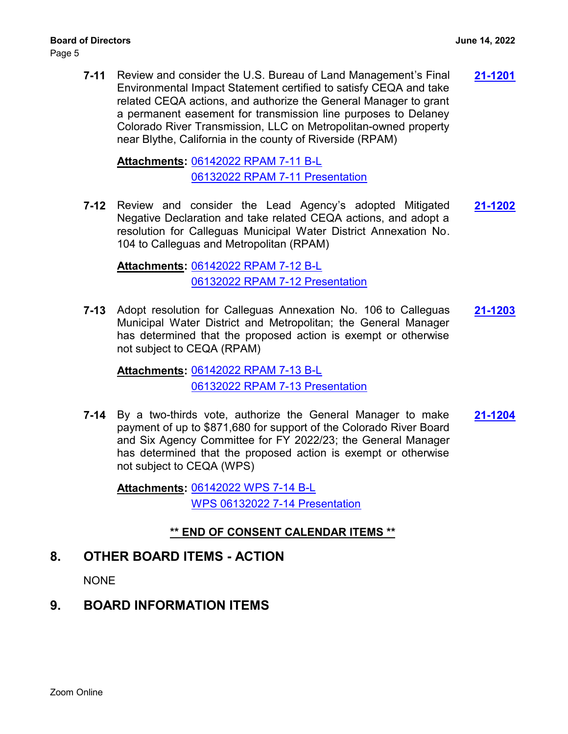**7-11** Review and consider the U.S. Bureau of Land Management's Final Environmental Impact Statement certified to satisfy CEQA and take related CEQA actions, and authorize the General Manager to grant a permanent easement for transmission line purposes to Delaney Colorado River Transmission, LLC on Metropolitan-owned property near Blythe, California in the county of Riverside (RPAM) **21-1201**

**Attachments:** 06142022 RPAM 7-11 B-L
06132022 RPAM 7-11 Presentation

**7-12** Review and consider the Lead Agency's adopted Mitigated Negative Declaration and take related CEQA actions, and adopt a resolution for Calleguas Municipal Water District Annexation No. 104 to Calleguas and Metropolitan (RPAM) **21-1202**

**Attachments:** 06142022 RPAM 7-12 B-L
06132022 RPAM 7-12 Presentation

**7-13** Adopt resolution for Calleguas Annexation No. 106 to Calleguas Municipal Water District and Metropolitan; the General Manager has determined that the proposed action is exempt or otherwise not subject to CEQA (RPAM) **21-1203**

**Attachments:** 06142022 RPAM 7-13 B-L
06132022 RPAM 7-13 Presentation

**7-14** By a two-thirds vote, authorize the General Manager to make payment of up to $871,680 for support of the Colorado River Board and Six Agency Committee for FY 2022/23; the General Manager has determined that the proposed action is exempt or otherwise not subject to CEQA (WPS) **21-1204**

**Attachments:** 06142022 WPS 7-14 B-L
WPS 06132022 7-14 Presentation

**** END OF CONSENT CALENDAR ITEMS ****

## 8. OTHER BOARD ITEMS - ACTION

NONE

## 9. BOARD INFORMATION ITEMS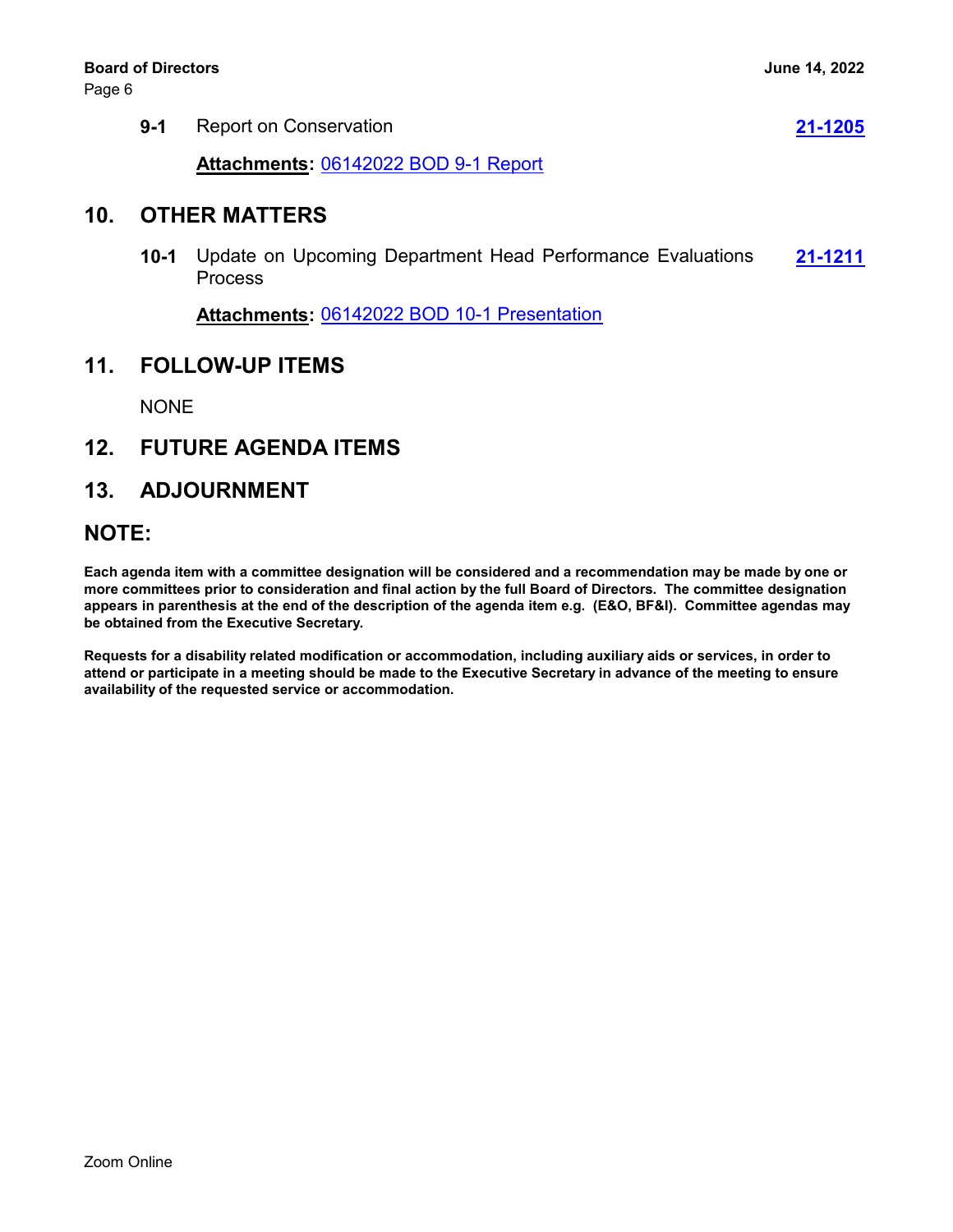**9-1** Report on Conservation **21-1205**

**Attachments:** 06142022 BOD 9-1 Report

## 10. OTHER MATTERS

**10-1** Update on Upcoming Department Head Performance Evaluations Process **21-1211**

**Attachments:** 06142022 BOD 10-1 Presentation

## 11. FOLLOW-UP ITEMS

NONE

## 12. FUTURE AGENDA ITEMS

## 13. ADJOURNMENT

## NOTE:

**Each agenda item with a committee designation will be considered and a recommendation may be made by one or more committees prior to consideration and final action by the full Board of Directors. The committee designation appears in parenthesis at the end of the description of the agenda item e.g. (E&O, BF&I). Committee agendas may be obtained from the Executive Secretary.**

**Requests for a disability related modification or accommodation, including auxiliary aids or services, in order to attend or participate in a meeting should be made to the Executive Secretary in advance of the meeting to ensure availability of the requested service or accommodation.**

Zoom Online